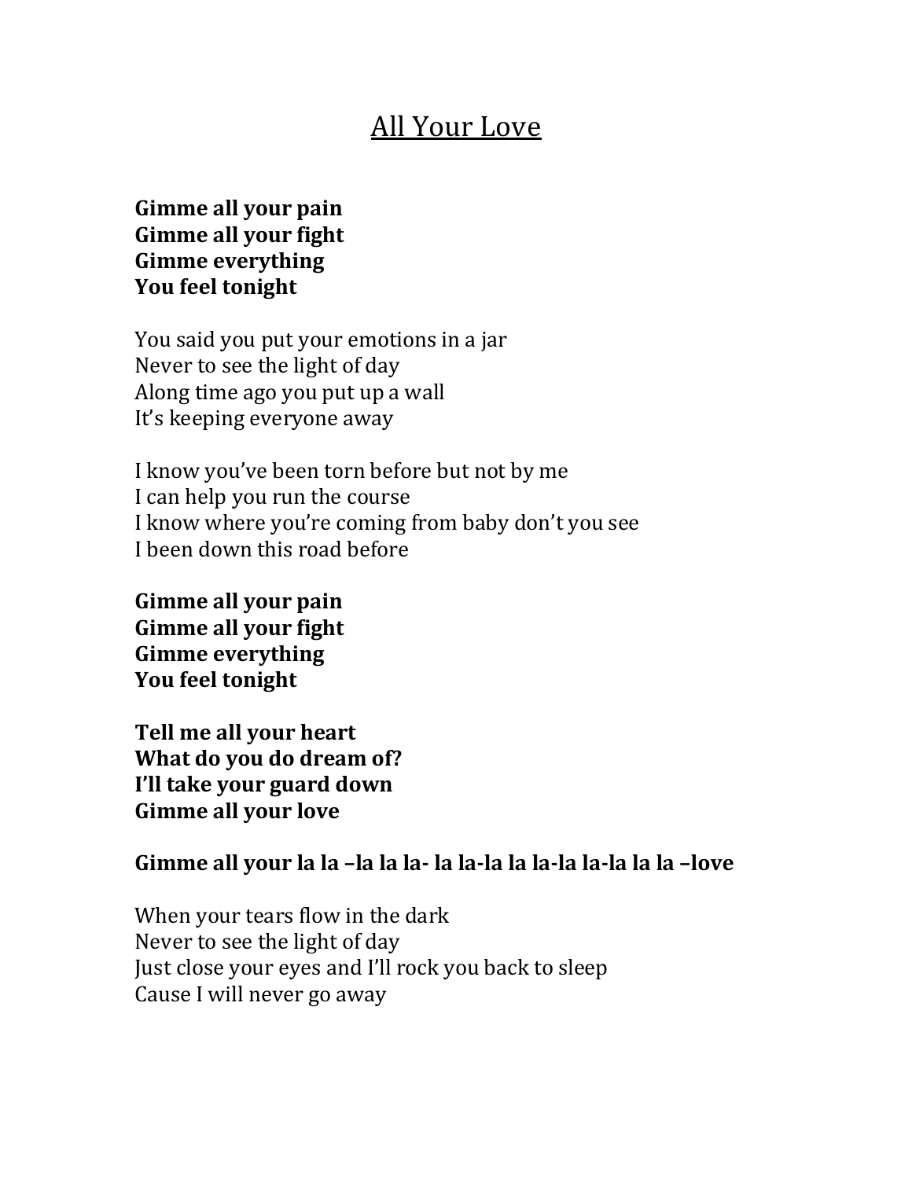# All Your Love

**Gimme all your pain**
**Gimme all your fight**
**Gimme everything**
**You feel tonight**

You said you put your emotions in a jar
Never to see the light of day
Along time ago you put up a wall
It's keeping everyone away

I know you've been torn before but not by me
I can help you run the course
I know where you're coming from baby don't you see
I been down this road before

**Gimme all your pain**
**Gimme all your fight**
**Gimme everything**
**You feel tonight**

**Tell me all your heart**
**What do you do dream of?**
**I'll take your guard down**
**Gimme all your love**

**Gimme all your la la –la la la- la la-la la la-la la-la la la –love**

When your tears flow in the dark
Never to see the light of day
Just close your eyes and I'll rock you back to sleep
Cause I will never go away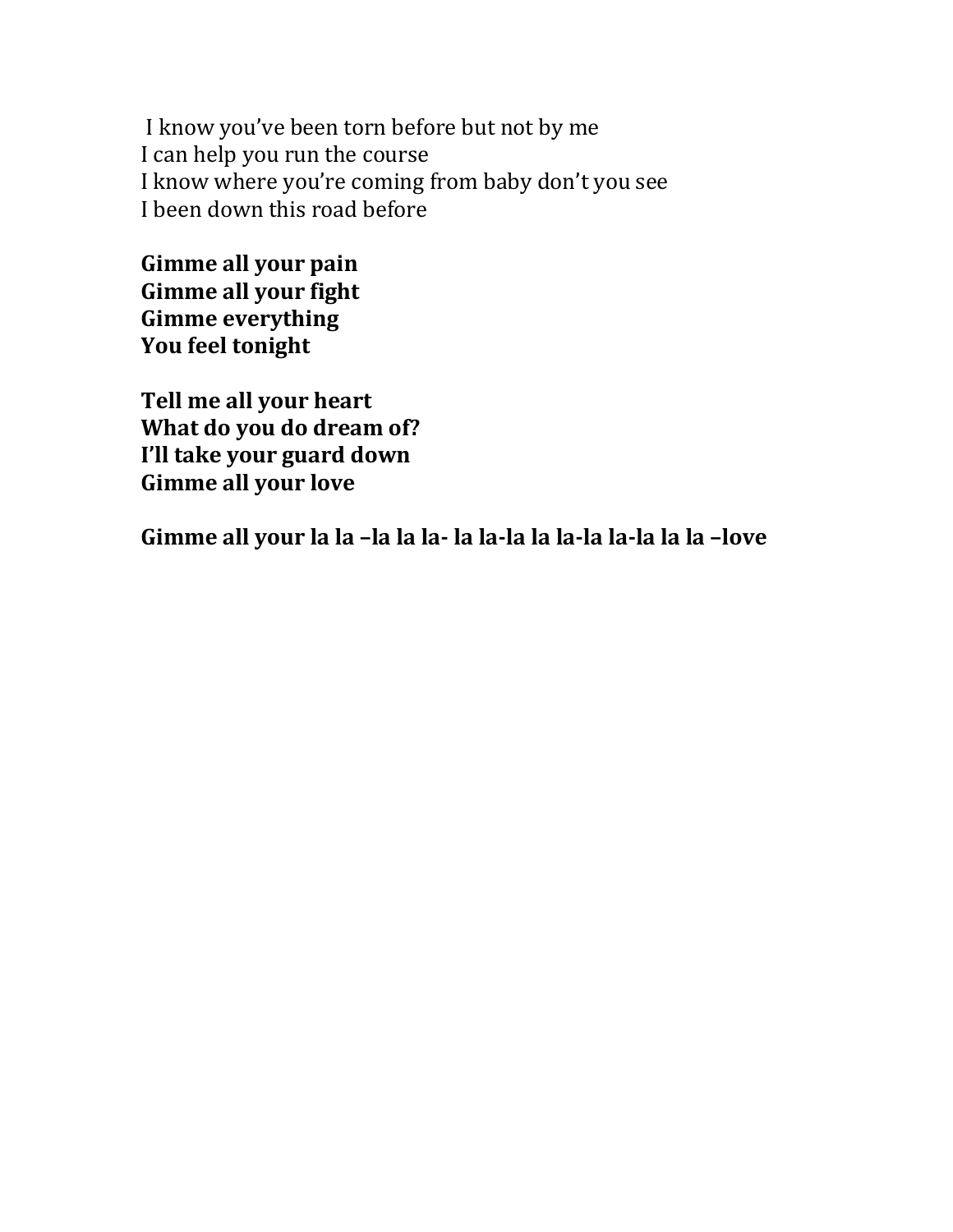I know you've been torn before but not by me
I can help you run the course
I know where you're coming from baby don't you see
I been down this road before

**Gimme all your pain**
**Gimme all your fight**
**Gimme everything**
**You feel tonight**

**Tell me all your heart**
**What do you do dream of?**
**I'll take your guard down**
**Gimme all your love**

**Gimme all your la la –la la la- la la-la la la-la la-la la la –love**